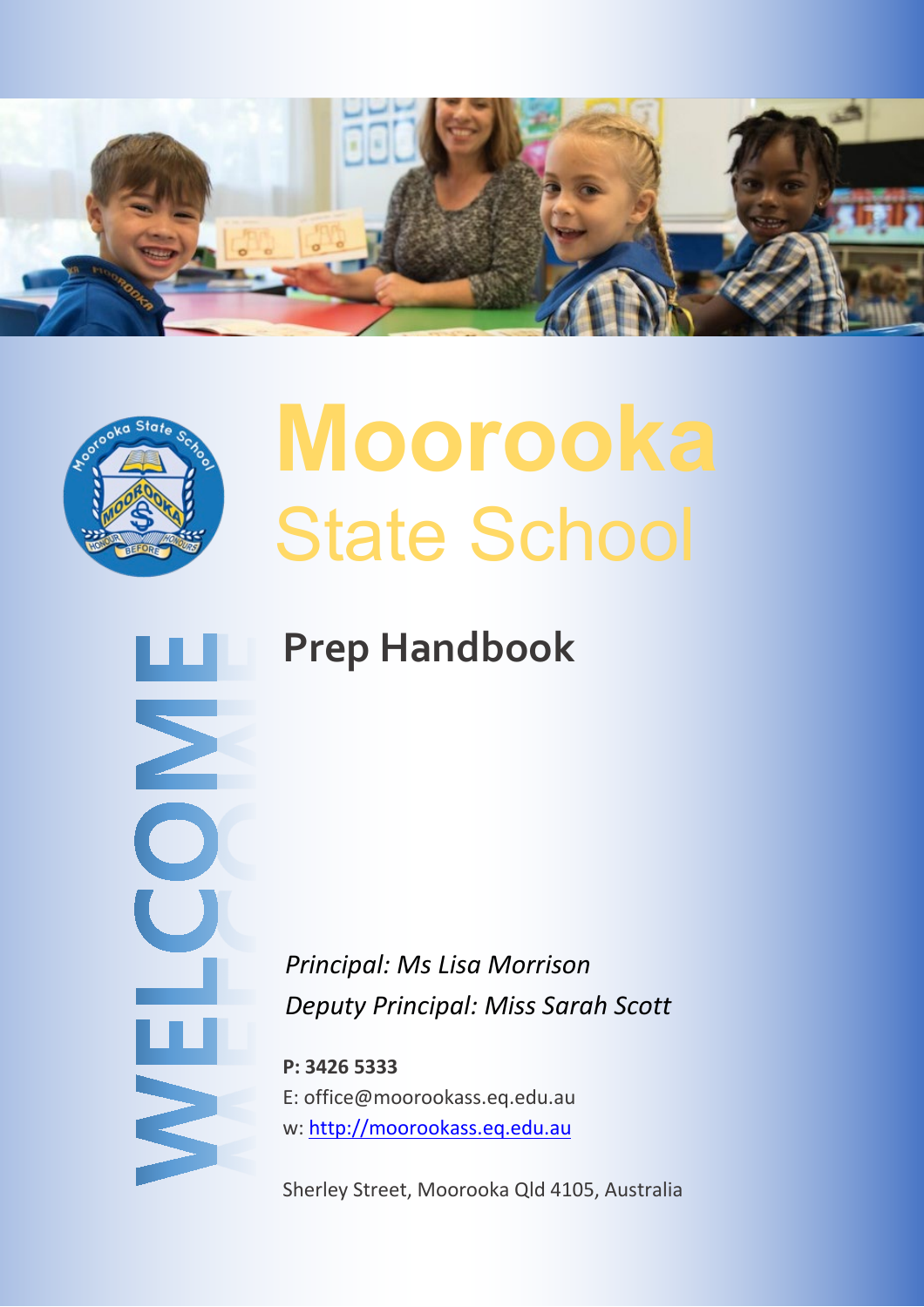# Moorooka
## State School

WELCOME

## Prep Handbook

*Principal: Ms Lisa Morrison*
*Deputy Principal: Miss Sarah Scott*

**P: 3426 5333**
E: office@moorookass.eq.edu.au
w: [http://moorookass.eq.edu.au](http://moorookass.eq.edu.au)

Sherley Street, Moorooka Qld 4105, Australia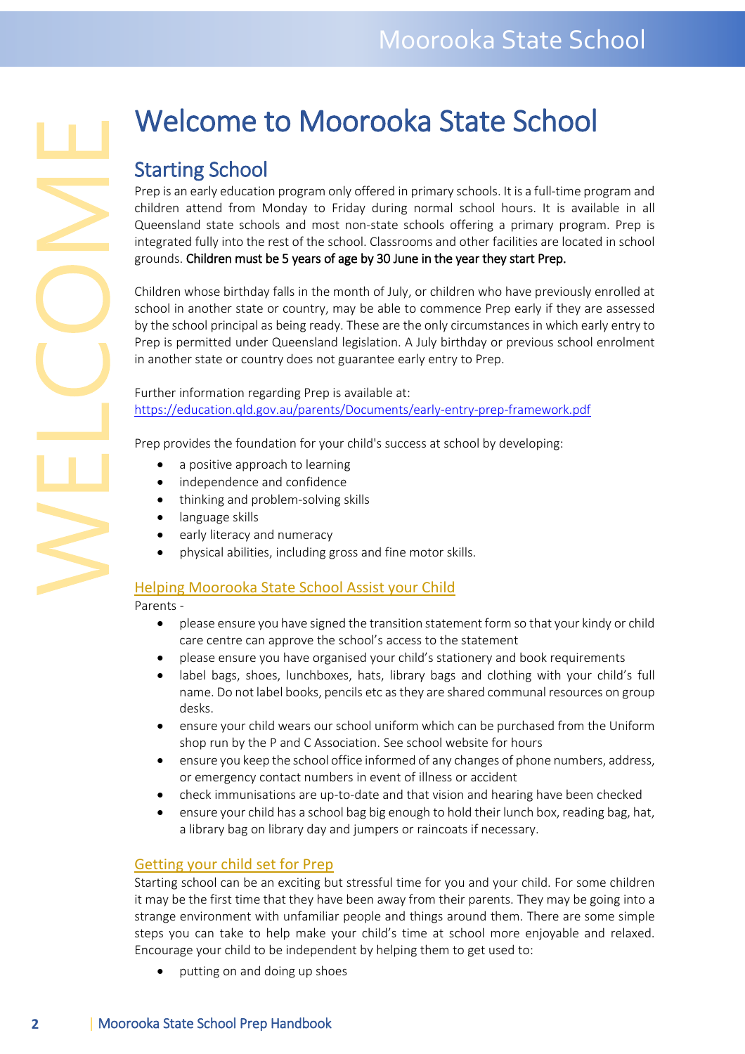# Welcome to Moorooka State School

## Starting School

Prep is an early education program only offered in primary schools. It is a full-time program and children attend from Monday to Friday during normal school hours. It is available in all Queensland state schools and most non-state schools offering a primary program. Prep is integrated fully into the rest of the school. Classrooms and other facilities are located in school grounds. **Children must be 5 years of age by 30 June in the year they start Prep.**

Children whose birthday falls in the month of July, or children who have previously enrolled at school in another state or country, may be able to commence Prep early if they are assessed by the school principal as being ready. These are the only circumstances in which early entry to Prep is permitted under Queensland legislation. A July birthday or previous school enrolment in another state or country does not guarantee early entry to Prep.

Further information regarding Prep is available at:
https://education.qld.gov.au/parents/Documents/early-entry-prep-framework.pdf

Prep provides the foundation for your child's success at school by developing:

- a positive approach to learning
- independence and confidence
- thinking and problem-solving skills
- language skills
- early literacy and numeracy
- physical abilities, including gross and fine motor skills.

### Helping Moorooka State School Assist your Child

Parents -

- please ensure you have signed the transition statement form so that your kindy or child care centre can approve the school's access to the statement
- please ensure you have organised your child's stationery and book requirements
- label bags, shoes, lunchboxes, hats, library bags and clothing with your child's full name. Do not label books, pencils etc as they are shared communal resources on group desks.
- ensure your child wears our school uniform which can be purchased from the Uniform shop run by the P and C Association. See school website for hours
- ensure you keep the school office informed of any changes of phone numbers, address, or emergency contact numbers in event of illness or accident
- check immunisations are up-to-date and that vision and hearing have been checked
- ensure your child has a school bag big enough to hold their lunch box, reading bag, hat, a library bag on library day and jumpers or raincoats if necessary.

### Getting your child set for Prep

Starting school can be an exciting but stressful time for you and your child. For some children it may be the first time that they have been away from their parents. They may be going into a strange environment with unfamiliar people and things around them. There are some simple steps you can take to help make your child's time at school more enjoyable and relaxed. Encourage your child to be independent by helping them to get used to:

- putting on and doing up shoes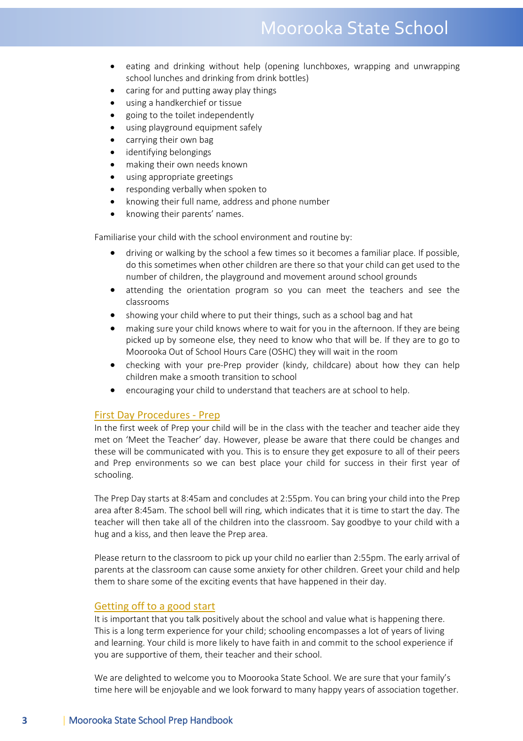- eating and drinking without help (opening lunchboxes, wrapping and unwrapping school lunches and drinking from drink bottles)
- caring for and putting away play things
- using a handkerchief or tissue
- going to the toilet independently
- using playground equipment safely
- carrying their own bag
- identifying belongings
- making their own needs known
- using appropriate greetings
- responding verbally when spoken to
- knowing their full name, address and phone number
- knowing their parents' names.

Familiarise your child with the school environment and routine by:

- driving or walking by the school a few times so it becomes a familiar place. If possible, do this sometimes when other children are there so that your child can get used to the number of children, the playground and movement around school grounds
- attending the orientation program so you can meet the teachers and see the classrooms
- showing your child where to put their things, such as a school bag and hat
- making sure your child knows where to wait for you in the afternoon. If they are being picked up by someone else, they need to know who that will be. If they are to go to Moorooka Out of School Hours Care (OSHC) they will wait in the room
- checking with your pre-Prep provider (kindy, childcare) about how they can help children make a smooth transition to school
- encouraging your child to understand that teachers are at school to help.

## First Day Procedures - Prep

In the first week of Prep your child will be in the class with the teacher and teacher aide they met on 'Meet the Teacher' day. However, please be aware that there could be changes and these will be communicated with you. This is to ensure they get exposure to all of their peers and Prep environments so we can best place your child for success in their first year of schooling.

The Prep Day starts at 8:45am and concludes at 2:55pm. You can bring your child into the Prep area after 8:45am. The school bell will ring, which indicates that it is time to start the day. The teacher will then take all of the children into the classroom. Say goodbye to your child with a hug and a kiss, and then leave the Prep area.

Please return to the classroom to pick up your child no earlier than 2:55pm. The early arrival of parents at the classroom can cause some anxiety for other children. Greet your child and help them to share some of the exciting events that have happened in their day.

## Getting off to a good start

It is important that you talk positively about the school and value what is happening there. This is a long term experience for your child; schooling encompasses a lot of years of living and learning. Your child is more likely to have faith in and commit to the school experience if you are supportive of them, their teacher and their school.

We are delighted to welcome you to Moorooka State School. We are sure that your family's time here will be enjoyable and we look forward to many happy years of association together.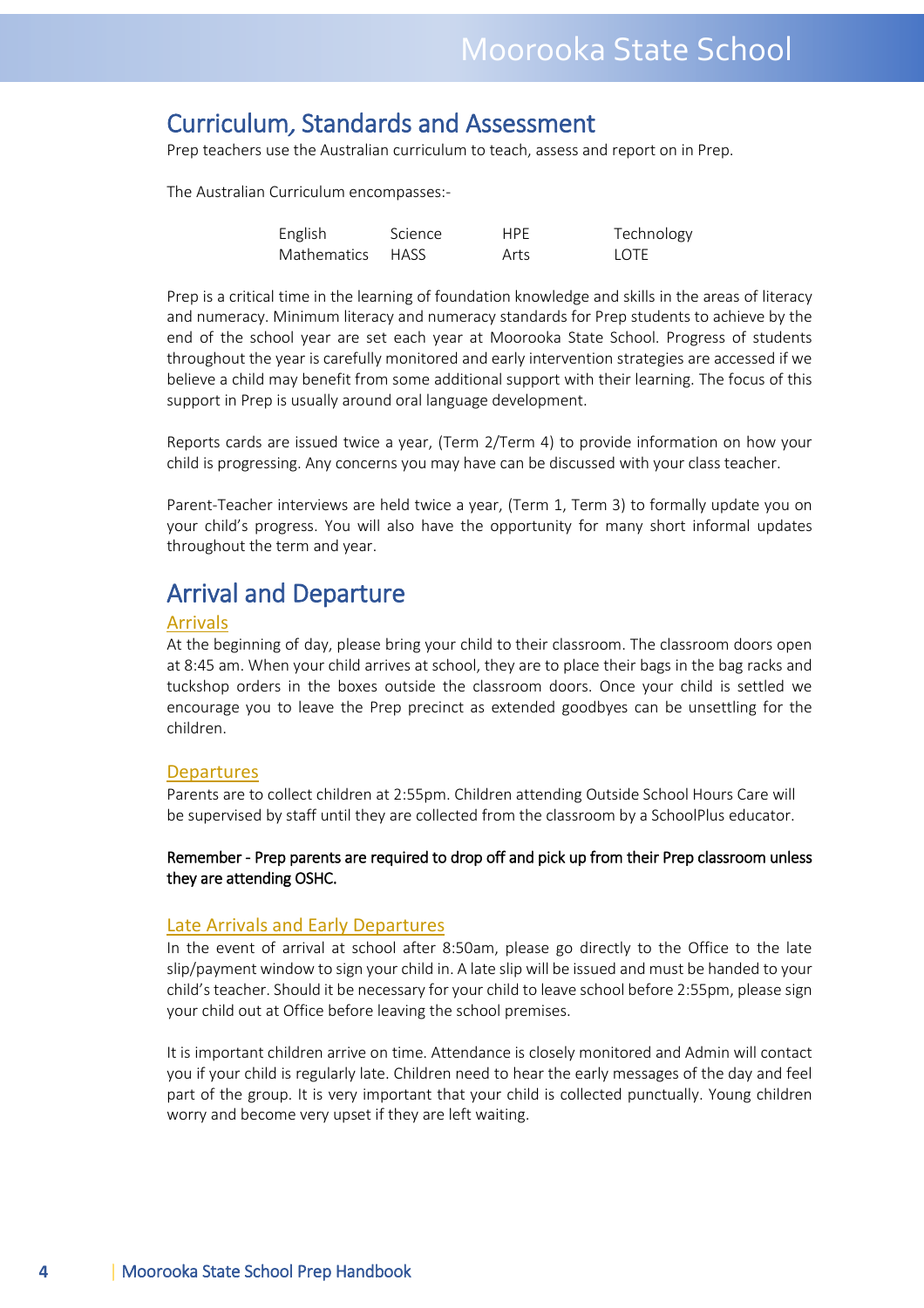## Curriculum, Standards and Assessment

Prep teachers use the Australian curriculum to teach, assess and report on in Prep.

The Australian Curriculum encompasses:-

| | | | |
|---|---|---|---|
| English | Science | HPE | Technology |
| Mathematics | HASS | Arts | LOTE |

Prep is a critical time in the learning of foundation knowledge and skills in the areas of literacy and numeracy. Minimum literacy and numeracy standards for Prep students to achieve by the end of the school year are set each year at Moorooka State School. Progress of students throughout the year is carefully monitored and early intervention strategies are accessed if we believe a child may benefit from some additional support with their learning. The focus of this support in Prep is usually around oral language development.

Reports cards are issued twice a year, (Term 2/Term 4) to provide information on how your child is progressing. Any concerns you may have can be discussed with your class teacher.

Parent-Teacher interviews are held twice a year, (Term 1, Term 3) to formally update you on your child's progress. You will also have the opportunity for many short informal updates throughout the term and year.

## Arrival and Departure

### Arrivals

At the beginning of day, please bring your child to their classroom. The classroom doors open at 8:45 am. When your child arrives at school, they are to place their bags in the bag racks and tuckshop orders in the boxes outside the classroom doors. Once your child is settled we encourage you to leave the Prep precinct as extended goodbyes can be unsettling for the children.

### Departures

Parents are to collect children at 2:55pm. Children attending Outside School Hours Care will be supervised by staff until they are collected from the classroom by a SchoolPlus educator.

**Remember - Prep parents are required to drop off and pick up from their Prep classroom unless they are attending OSHC.**

### Late Arrivals and Early Departures

In the event of arrival at school after 8:50am, please go directly to the Office to the late slip/payment window to sign your child in. A late slip will be issued and must be handed to your child's teacher. Should it be necessary for your child to leave school before 2:55pm, please sign your child out at Office before leaving the school premises.

It is important children arrive on time. Attendance is closely monitored and Admin will contact you if your child is regularly late. Children need to hear the early messages of the day and feel part of the group. It is very important that your child is collected punctually. Young children worry and become very upset if they are left waiting.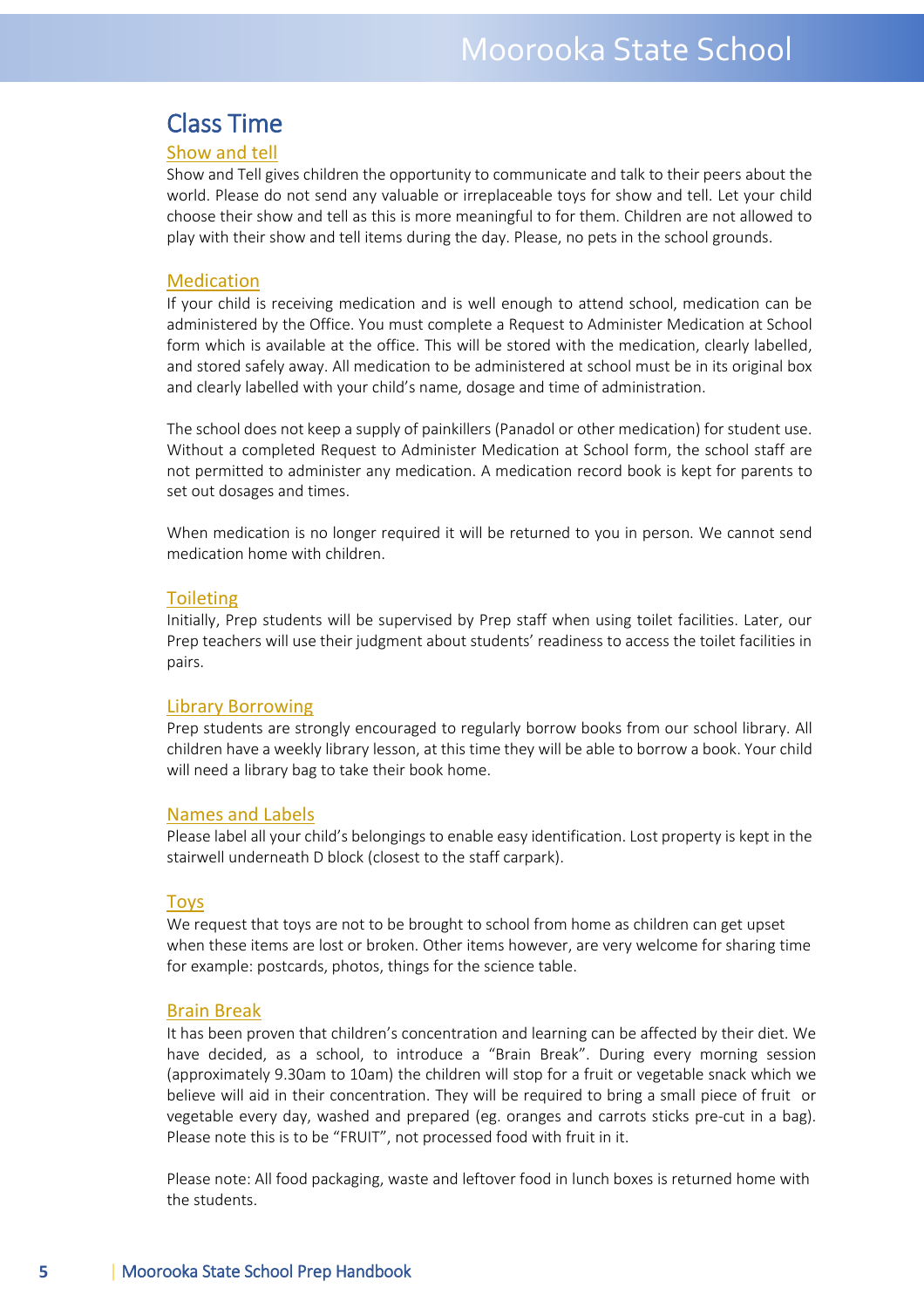# Class Time

## Show and tell

Show and Tell gives children the opportunity to communicate and talk to their peers about the world. Please do not send any valuable or irreplaceable toys for show and tell. Let your child choose their show and tell as this is more meaningful to for them. Children are not allowed to play with their show and tell items during the day. Please, no pets in the school grounds.

## Medication

If your child is receiving medication and is well enough to attend school, medication can be administered by the Office. You must complete a Request to Administer Medication at School form which is available at the office. This will be stored with the medication, clearly labelled, and stored safely away. All medication to be administered at school must be in its original box and clearly labelled with your child's name, dosage and time of administration.

The school does not keep a supply of painkillers (Panadol or other medication) for student use. Without a completed Request to Administer Medication at School form, the school staff are not permitted to administer any medication. A medication record book is kept for parents to set out dosages and times.

When medication is no longer required it will be returned to you in person. We cannot send medication home with children.

## Toileting

Initially, Prep students will be supervised by Prep staff when using toilet facilities. Later, our Prep teachers will use their judgment about students' readiness to access the toilet facilities in pairs.

## Library Borrowing

Prep students are strongly encouraged to regularly borrow books from our school library. All children have a weekly library lesson, at this time they will be able to borrow a book. Your child will need a library bag to take their book home.

## Names and Labels

Please label all your child's belongings to enable easy identification. Lost property is kept in the stairwell underneath D block (closest to the staff carpark).

## Toys

We request that toys are not to be brought to school from home as children can get upset when these items are lost or broken. Other items however, are very welcome for sharing time for example: postcards, photos, things for the science table.

## Brain Break

It has been proven that children's concentration and learning can be affected by their diet. We have decided, as a school, to introduce a "Brain Break". During every morning session (approximately 9.30am to 10am) the children will stop for a fruit or vegetable snack which we believe will aid in their concentration. They will be required to bring a small piece of fruit or vegetable every day, washed and prepared (eg. oranges and carrots sticks pre-cut in a bag). Please note this is to be "FRUIT", not processed food with fruit in it.

Please note: All food packaging, waste and leftover food in lunch boxes is returned home with the students.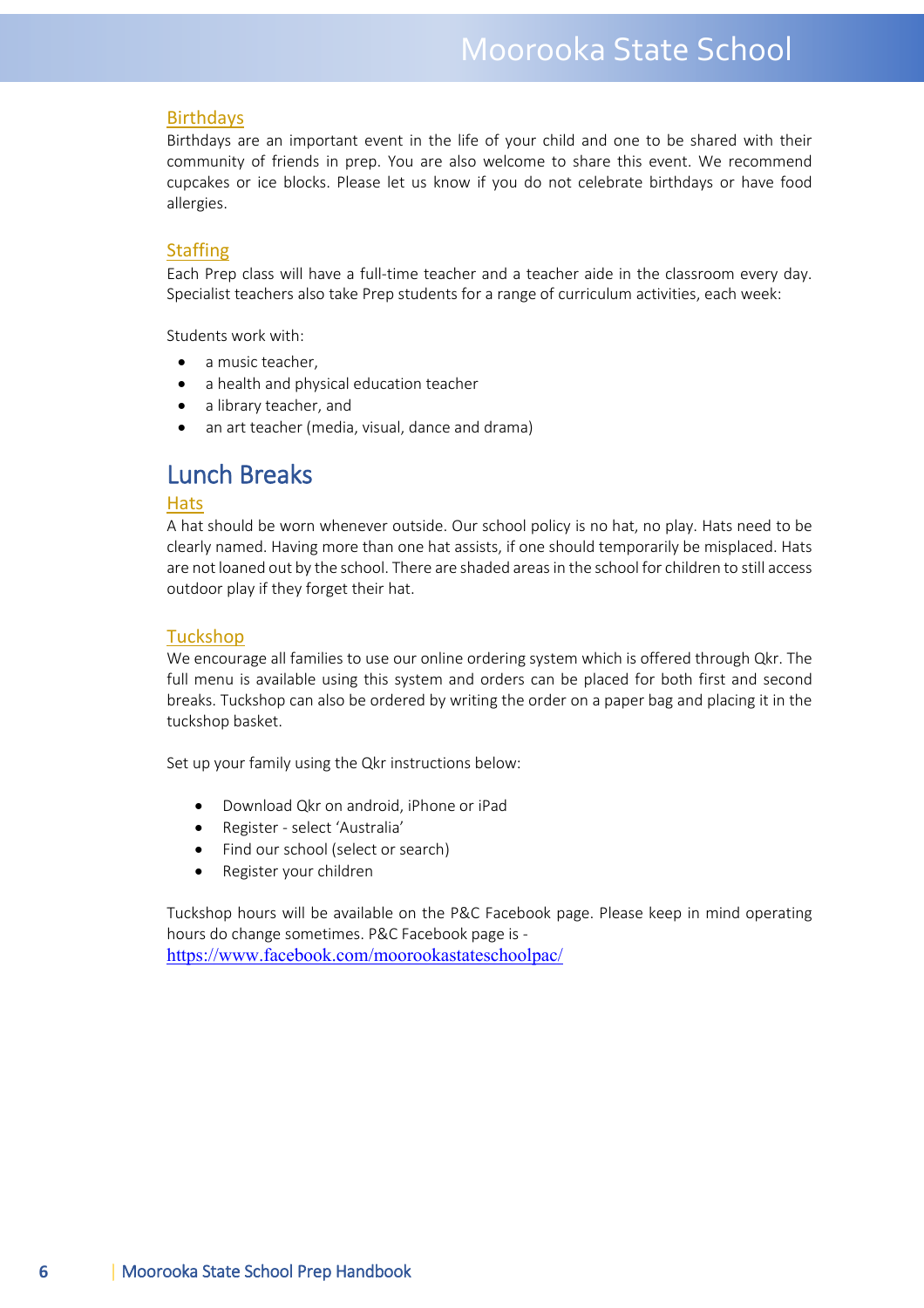### Birthdays

Birthdays are an important event in the life of your child and one to be shared with their community of friends in prep. You are also welcome to share this event. We recommend cupcakes or ice blocks. Please let us know if you do not celebrate birthdays or have food allergies.

### Staffing

Each Prep class will have a full-time teacher and a teacher aide in the classroom every day. Specialist teachers also take Prep students for a range of curriculum activities, each week:

Students work with:

- a music teacher,
- a health and physical education teacher
- a library teacher, and
- an art teacher (media, visual, dance and drama)

## Lunch Breaks

### Hats

A hat should be worn whenever outside. Our school policy is no hat, no play. Hats need to be clearly named. Having more than one hat assists, if one should temporarily be misplaced. Hats are not loaned out by the school. There are shaded areas in the school for children to still access outdoor play if they forget their hat.

### Tuckshop

We encourage all families to use our online ordering system which is offered through Qkr. The full menu is available using this system and orders can be placed for both first and second breaks. Tuckshop can also be ordered by writing the order on a paper bag and placing it in the tuckshop basket.

Set up your family using the Qkr instructions below:

- Download Qkr on android, iPhone or iPad
- Register - select 'Australia'
- Find our school (select or search)
- Register your children

Tuckshop hours will be available on the P&C Facebook page. Please keep in mind operating hours do change sometimes. P&C Facebook page is - https://www.facebook.com/moorookastateschoolpac/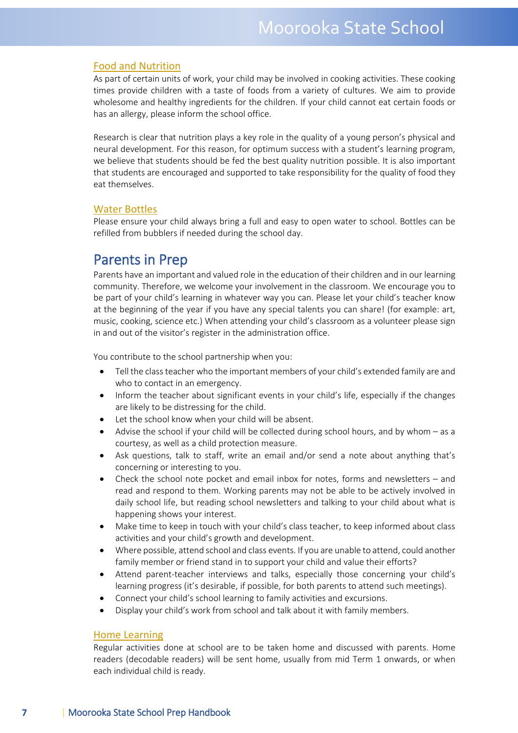### Food and Nutrition

As part of certain units of work, your child may be involved in cooking activities. These cooking times provide children with a taste of foods from a variety of cultures. We aim to provide wholesome and healthy ingredients for the children. If your child cannot eat certain foods or has an allergy, please inform the school office.

Research is clear that nutrition plays a key role in the quality of a young person's physical and neural development. For this reason, for optimum success with a student's learning program, we believe that students should be fed the best quality nutrition possible. It is also important that students are encouraged and supported to take responsibility for the quality of food they eat themselves.

### Water Bottles

Please ensure your child always bring a full and easy to open water to school. Bottles can be refilled from bubblers if needed during the school day.

## Parents in Prep

Parents have an important and valued role in the education of their children and in our learning community. Therefore, we welcome your involvement in the classroom. We encourage you to be part of your child's learning in whatever way you can. Please let your child's teacher know at the beginning of the year if you have any special talents you can share! (for example: art, music, cooking, science etc.) When attending your child's classroom as a volunteer please sign in and out of the visitor's register in the administration office.

You contribute to the school partnership when you:

- Tell the class teacher who the important members of your child's extended family are and who to contact in an emergency.
- Inform the teacher about significant events in your child's life, especially if the changes are likely to be distressing for the child.
- Let the school know when your child will be absent.
- Advise the school if your child will be collected during school hours, and by whom – as a courtesy, as well as a child protection measure.
- Ask questions, talk to staff, write an email and/or send a note about anything that's concerning or interesting to you.
- Check the school note pocket and email inbox for notes, forms and newsletters – and read and respond to them. Working parents may not be able to be actively involved in daily school life, but reading school newsletters and talking to your child about what is happening shows your interest.
- Make time to keep in touch with your child's class teacher, to keep informed about class activities and your child's growth and development.
- Where possible, attend school and class events. If you are unable to attend, could another family member or friend stand in to support your child and value their efforts?
- Attend parent-teacher interviews and talks, especially those concerning your child's learning progress (it's desirable, if possible, for both parents to attend such meetings).
- Connect your child's school learning to family activities and excursions.
- Display your child's work from school and talk about it with family members.

### Home Learning

Regular activities done at school are to be taken home and discussed with parents. Home readers (decodable readers) will be sent home, usually from mid Term 1 onwards, or when each individual child is ready.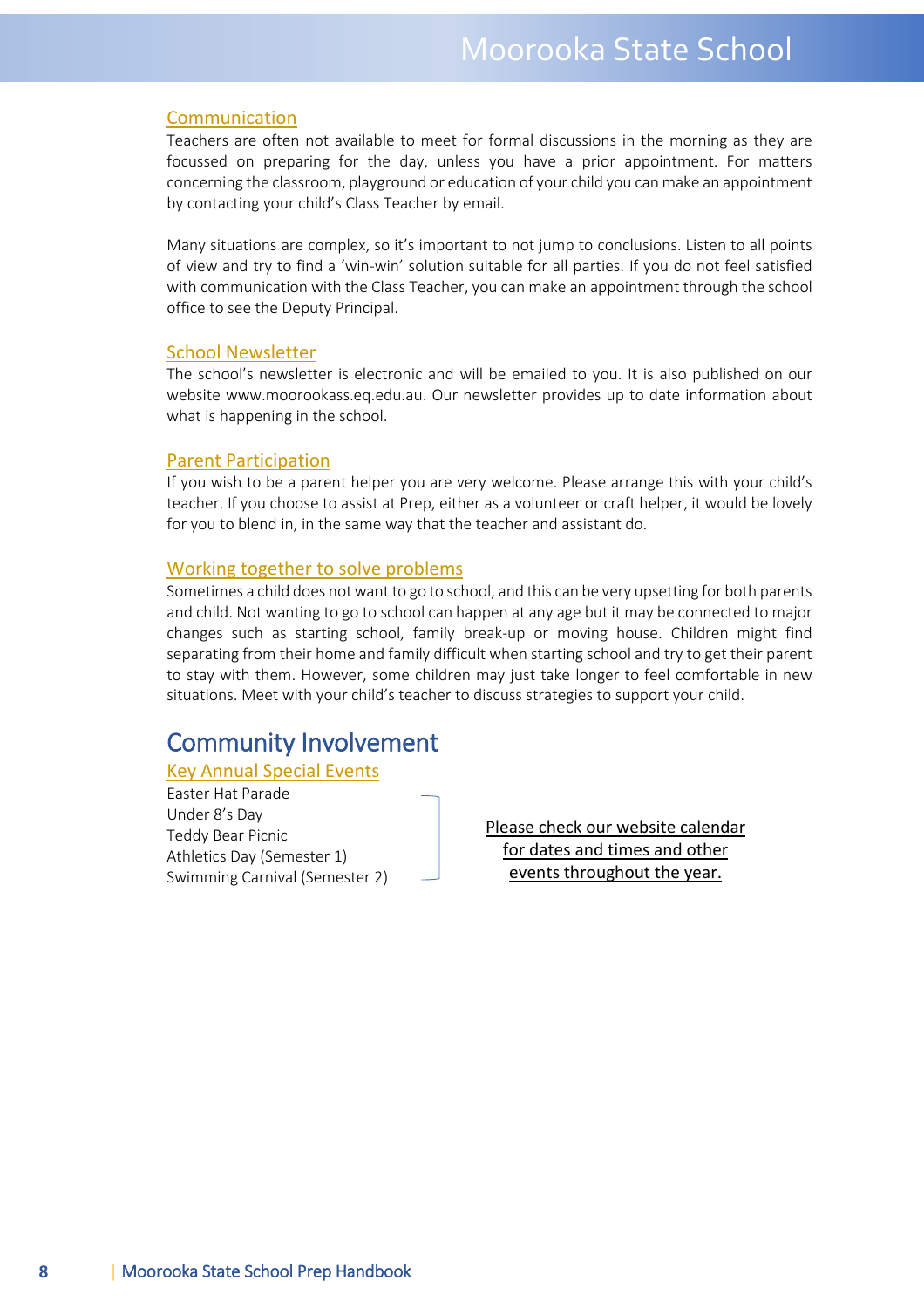### Communication

Teachers are often not available to meet for formal discussions in the morning as they are focussed on preparing for the day, unless you have a prior appointment. For matters concerning the classroom, playground or education of your child you can make an appointment by contacting your child's Class Teacher by email.

Many situations are complex, so it's important to not jump to conclusions. Listen to all points of view and try to find a 'win-win' solution suitable for all parties. If you do not feel satisfied with communication with the Class Teacher, you can make an appointment through the school office to see the Deputy Principal.

### School Newsletter

The school's newsletter is electronic and will be emailed to you. It is also published on our website www.moorookass.eq.edu.au. Our newsletter provides up to date information about what is happening in the school.

### Parent Participation

If you wish to be a parent helper you are very welcome. Please arrange this with your child's teacher. If you choose to assist at Prep, either as a volunteer or craft helper, it would be lovely for you to blend in, in the same way that the teacher and assistant do.

### Working together to solve problems

Sometimes a child does not want to go to school, and this can be very upsetting for both parents and child. Not wanting to go to school can happen at any age but it may be connected to major changes such as starting school, family break-up or moving house. Children might find separating from their home and family difficult when starting school and try to get their parent to stay with them. However, some children may just take longer to feel comfortable in new situations. Meet with your child's teacher to discuss strategies to support your child.

## Community Involvement

### Key Annual Special Events

Easter Hat Parade
Under 8's Day
Teddy Bear Picnic
Athletics Day (Semester 1)
Swimming Carnival (Semester 2)

Please check our website calendar for dates and times and other events throughout the year.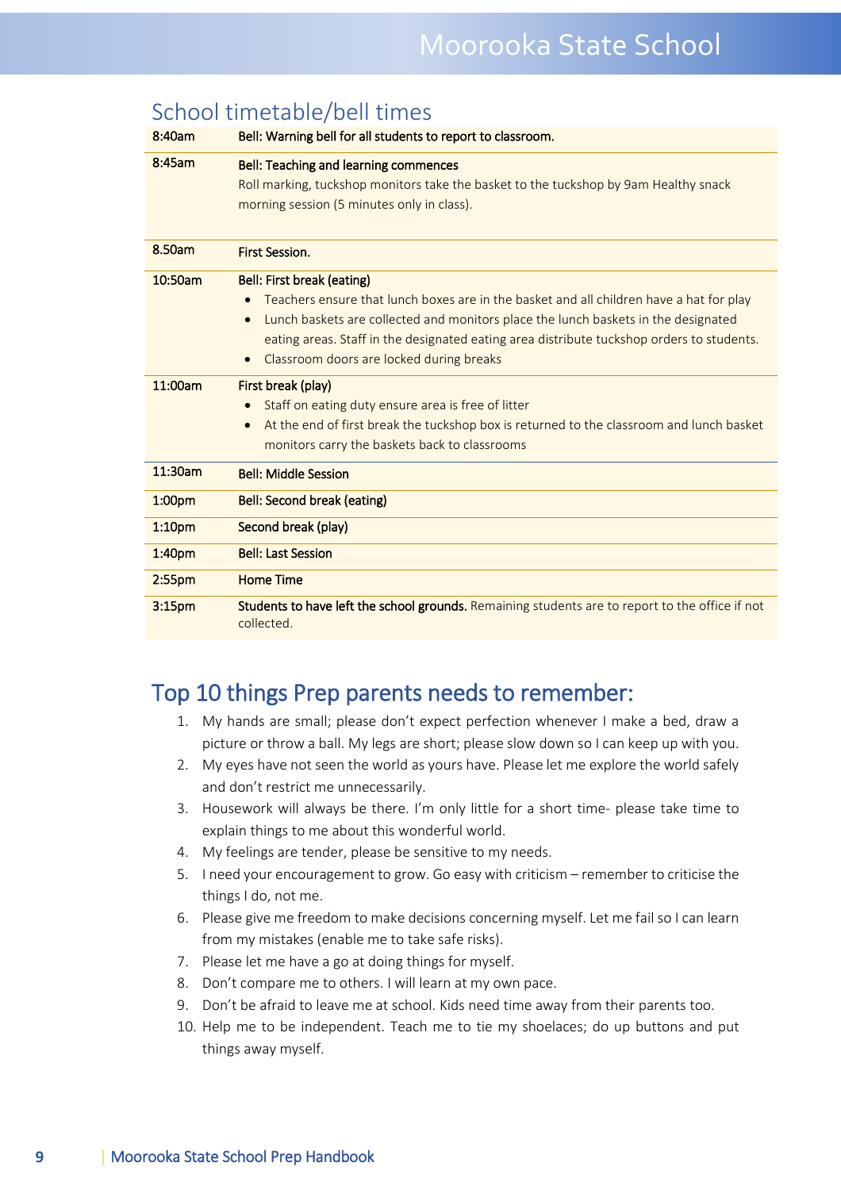## School timetable/bell times

| | |
|---|---|
| 8:40am | **Bell: Warning bell for all students to report to classroom.** |
| 8:45am | **Bell: Teaching and learning commences**<br>Roll marking, tuckshop monitors take the basket to the tuckshop by 9am Healthy snack morning session (5 minutes only in class). |
| 8.50am | **First Session.** |
| 10:50am | **Bell: First break (eating)**<br>• Teachers ensure that lunch boxes are in the basket and all children have a hat for play<br>• Lunch baskets are collected and monitors place the lunch baskets in the designated eating areas. Staff in the designated eating area distribute tuckshop orders to students.<br>• Classroom doors are locked during breaks |
| 11:00am | **First break (play)**<br>• Staff on eating duty ensure area is free of litter<br>• At the end of first break the tuckshop box is returned to the classroom and lunch basket monitors carry the baskets back to classrooms |
| 11:30am | **Bell: Middle Session** |
| 1:00pm | **Bell: Second break (eating)** |
| 1:10pm | **Second break (play)** |
| 1:40pm | **Bell: Last Session** |
| 2:55pm | **Home Time** |
| 3:15pm | **Students to have left the school grounds.** Remaining students are to report to the office if not collected. |

## Top 10 things Prep parents needs to remember:

1. My hands are small; please don't expect perfection whenever I make a bed, draw a picture or throw a ball. My legs are short; please slow down so I can keep up with you.
2. My eyes have not seen the world as yours have. Please let me explore the world safely and don't restrict me unnecessarily.
3. Housework will always be there. I'm only little for a short time- please take time to explain things to me about this wonderful world.
4. My feelings are tender, please be sensitive to my needs.
5. I need your encouragement to grow. Go easy with criticism – remember to criticise the things I do, not me.
6. Please give me freedom to make decisions concerning myself. Let me fail so I can learn from my mistakes (enable me to take safe risks).
7. Please let me have a go at doing things for myself.
8. Don't compare me to others. I will learn at my own pace.
9. Don't be afraid to leave me at school. Kids need time away from their parents too.
10. Help me to be independent. Teach me to tie my shoelaces; do up buttons and put things away myself.